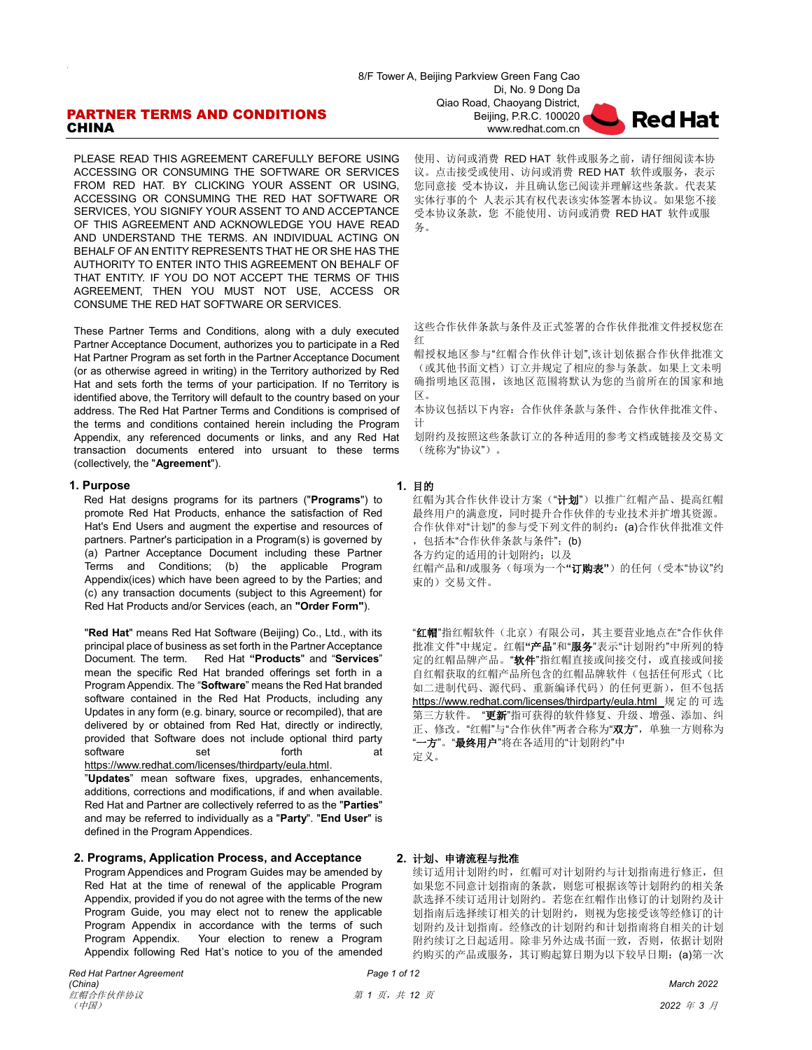# PARTNER TERMS AND CONDITIONS CHINA

8/F Tower A, Beijing Parkview Green Fang Cao Di, No. 9 Dong Da Qiao Road, Chaoyang District, Beijing, P.R.C. 100020
www.redhat.com.cn

Red Hat

PLEASE READ THIS AGREEMENT CAREFULLY BEFORE USING ACCESSING OR CONSUMING THE SOFTWARE OR SERVICES FROM RED HAT. BY CLICKING YOUR ASSENT OR USING, ACCESSING OR CONSUMING THE RED HAT SOFTWARE OR SERVICES, YOU SIGNIFY YOUR ASSENT TO AND ACCEPTANCE OF THIS AGREEMENT AND ACKNOWLEDGE YOU HAVE READ AND UNDERSTAND THE TERMS. AN INDIVIDUAL ACTING ON BEHALF OF AN ENTITY REPRESENTS THAT HE OR SHE HAS THE AUTHORITY TO ENTER INTO THIS AGREEMENT ON BEHALF OF THAT ENTITY. IF YOU DO NOT ACCEPT THE TERMS OF THIS AGREEMENT, THEN YOU MUST NOT USE, ACCESS OR CONSUME THE RED HAT SOFTWARE OR SERVICES.

使用、访问或消费 RED HAT 软件或服务之前，请仔细阅读本协议。点击接受或使用、访问或消费 RED HAT 软件或服务，表示您同意接 受本协议，并且确认您已阅读并理解这些条款。代表某实体行事的个 人表示其有权代表该实体签署本协议。如果您不接受本协议条款，您 不能使用、访问或消费 RED HAT 软件或服务。

These Partner Terms and Conditions, along with a duly executed Partner Acceptance Document, authorizes you to participate in a Red Hat Partner Program as set forth in the Partner Acceptance Document (or as otherwise agreed in writing) in the Territory authorized by Red Hat and sets forth the terms of your participation. If no Territory is identified above, the Territory will default to the country based on your address. The Red Hat Partner Terms and Conditions is comprised of the terms and conditions contained herein including the Program Appendix, any referenced documents or links, and any Red Hat transaction documents entered into ursuant to these terms (collectively, the "**Agreement**").

这些合作伙伴条款与条件及正式签署的合作伙伴批准文件授权您在红
帽授权地区参与"红帽合作伙伴计划",该计划依据合作伙伴批准文（或其他书面文档）订立并规定了相应的参与条款。如果上文未明确指likely明地区范围，该地区范围将默认为您的当前所在的国家和地区。
本协议包括以下内容：合作伙伴条款与条件、合作伙伴批准文件、计
划附约及按照这些条款订立的各种适用的参考文档或链接及交易文（统称为"协议"）。

## 1. Purpose

Red Hat designs programs for its partners ("**Programs**") to promote Red Hat Products, enhance the satisfaction of Red Hat's End Users and augment the expertise and resources of partners. Partner's participation in a Program(s) is governed by (a) Partner Acceptance Document including these Partner Terms and Conditions; (b) the applicable Program Appendix(ices) which have been agreed to by the Parties; and (c) any transaction documents (subject to this Agreement) for Red Hat Products and/or Services (each, an **"Order Form"**).

"**Red Hat**" means Red Hat Software (Beijing) Co., Ltd., with its principal place of business as set forth in the Partner Acceptance Document. The term. Red Hat **"Products**" and "**Services**" mean the specific Red Hat branded offerings set forth in a Program Appendix. The "**Software**" means the Red Hat branded software contained in the Red Hat Products, including any Updates in any form (e.g. binary, source or recompiled), that are delivered by or obtained from Red Hat, directly or indirectly, provided that Software does not include optional third party software set forth at https://www.redhat.com/licenses/thirdparty/eula.html.
"**Updates**" mean software fixes, upgrades, enhancements, additions, corrections and modifications, if and when available. Red Hat and Partner are collectively referred to as the "**Parties**" and may be referred to individually as a "**Party**". "**End User**" is defined in the Program Appendices.

## 1. 目的

红帽为其合作伙伴设计方案（"**计划**"）以推广红帽产品、提高红帽最终用户的满意度，同时提升合作伙伴的专业技术并扩增其资源。合作伙伴对"计划"的参与受下列文件的制约：(a)合作伙伴批准文件，包括本"合作伙伴条款与条件"；(b)
各方约定的适用的计划附约；以及
红帽产品和/或服务（每项为一个**"订购表"**）的任何（受本"协议"约束的）交易文件。

"**红帽**"指红帽软件（北京）有限公司，其主要营业地点在"合作伙伴批准文件"中规定。红帽"**产品**"和"**服务**"表示"计划附约"中所列的特定的红帽品牌产品。"**软件**"指红帽直接或间接交付，或直接或间接自红帽获取的红帽产品所包含的红帽品牌软件（包括任何形式（比如二进制代码、源代码、重新编译代码）的任何更新），但不包括 https://www.redhat.com/licenses/thirdparty/eula.html 规定的可选第三方软件。 "**更新**"指可获得的软件修复、升级、增强、添加、纠正、修改。"红帽"与"合作伙伴"两者合称为"**双方**"，单独一方则称为"**一方**"。"**最终用户**"将在各适用的"计划附约"中
定义。

## 2. Programs, Application Process, and Acceptance

Program Appendices and Program Guides may be amended by Red Hat at the time of renewal of the applicable Program Appendix, provided if you do not agree with the terms of the new Program Guide, you may elect not to renew the applicable Program Appendix in accordance with the terms of such Program Appendix. Your election to renew a Program Appendix following Red Hat's notice to you of the amended

## 2. 计划、申请流程与批准

续订适用计划附约时，红帽可对计划附约与计划指南进行修正，但如果您不同意计划指南的条款，则您可根据该等计划附约的相关条款选择不续订适用计划附约。若您在红帽作出修订的计划附约及计划指南后选择续订相关的计划附约，则视为您接受该等经修订的计划附约及计划指南。经修改的计划附约和计划指南将自相关的计划附约续订之日起适用。除非另外达成书面一致，否则，依据计划附约购买的产品或服务，其订购起算日期为以下较早日期：(a)第一次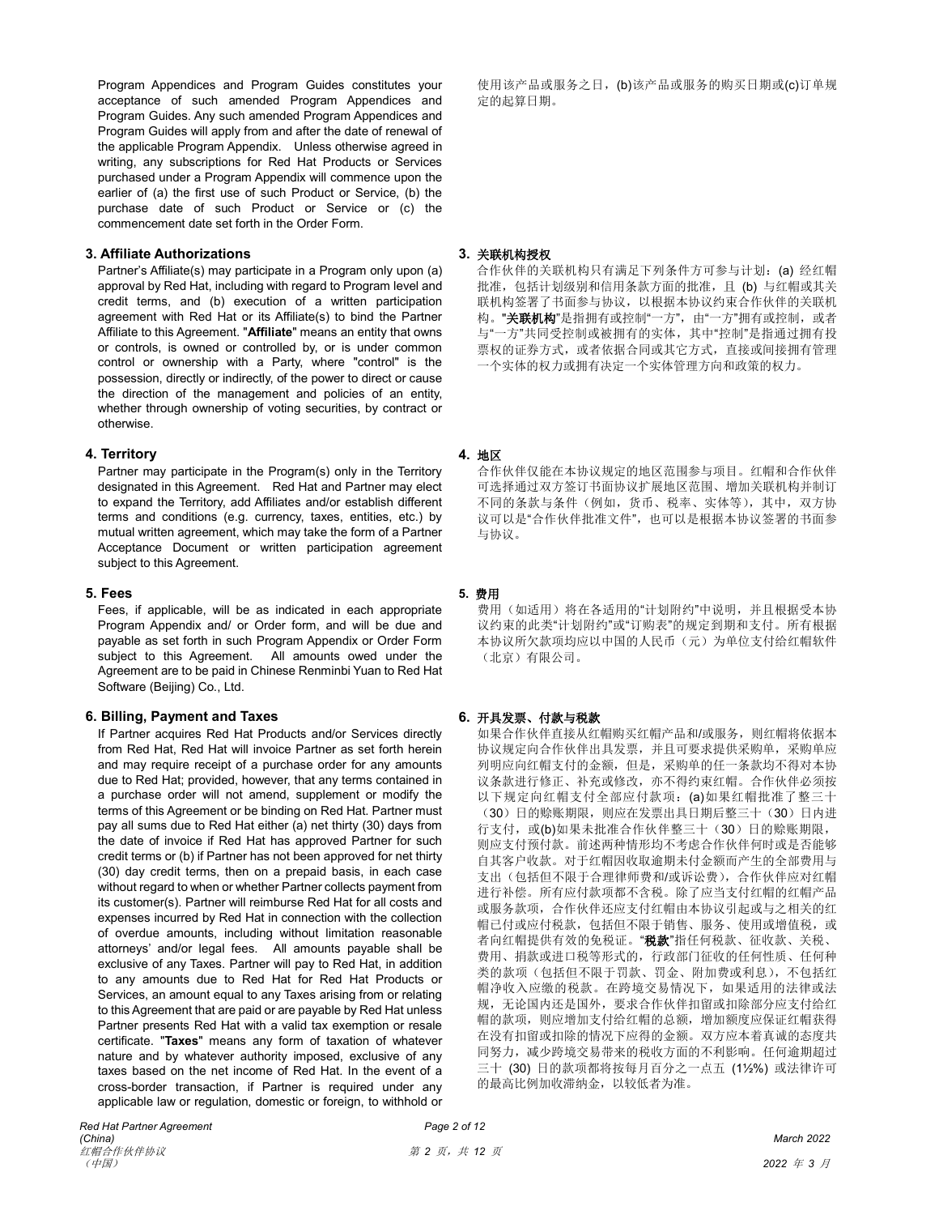Program Appendices and Program Guides constitutes your acceptance of such amended Program Appendices and Program Guides. Any such amended Program Appendices and Program Guides will apply from and after the date of renewal of the applicable Program Appendix. Unless otherwise agreed in writing, any subscriptions for Red Hat Products or Services purchased under a Program Appendix will commence upon the earlier of (a) the first use of such Product or Service, (b) the purchase date of such Product or Service or (c) the commencement date set forth in the Order Form.

使用该产品或服务之日，(b)该产品或服务的购买日期或(c)订单规定的起算日期。

### 3. Affiliate Authorizations

Partner's Affiliate(s) may participate in a Program only upon (a) approval by Red Hat, including with regard to Program level and credit terms, and (b) execution of a written participation agreement with Red Hat or its Affiliate(s) to bind the Partner Affiliate to this Agreement. "**Affiliate**" means an entity that owns or controls, is owned or controlled by, or is under common control or ownership with a Party, where "control" is the possession, directly or indirectly, of the power to direct or cause the direction of the management and policies of an entity, whether through ownership of voting securities, by contract or otherwise.

### 3. 关联机构授权

合作伙伴的关联机构只有满足下列条件方可参与计划：(a) 经红帽批准，包括计划级别和信用条款方面的批准，且 (b) 与红帽或其关联机构签署了书面参与协议，以根据本协议约束合作伙伴的关联机构。"**关联机构**"是指拥有或控制"一方"，由"一方"拥有或控制，或者与"一方"共同受控制或被拥有的实体，其中"控制"是指通过拥有投票权的证券方式，或者依据合同或其它方式，直接或间接拥有管理一个实体的权力或拥有决定一个实体管理方向和政策的权力。

### 4. Territory

Partner may participate in the Program(s) only in the Territory designated in this Agreement. Red Hat and Partner may elect to expand the Territory, add Affiliates and/or establish different terms and conditions (e.g. currency, taxes, entities, etc.) by mutual written agreement, which may take the form of a Partner Acceptance Document or written participation agreement subject to this Agreement.

### 4. 地区

合作伙伴仅能在本协议规定的地区范围参与项目。红帽和合作伙伴可选择通过双方签订书面协议扩展地区范围、增加关联机构并制订不同的条款与条件（例如，货币、税率、实体等），其中，双方协议可以是"合作伙伴批准文件"，也可以是根据本协议签署的书面参与协议。

### 5. Fees

Fees, if applicable, will be as indicated in each appropriate Program Appendix and/ or Order form, and will be due and payable as set forth in such Program Appendix or Order Form subject to this Agreement. All amounts owed under the Agreement are to be paid in Chinese Renminbi Yuan to Red Hat Software (Beijing) Co., Ltd.

### 5. 费用

费用（如适用）将在各适用的"计划附约"中说明，并且根据受本协议约束的此类"计划附约"或"订购表"的规定到期和支付。所有根据本协议所欠款项均应以中国的人民币（元）为单位支付给红帽软件（北京）有限公司。

### 6. Billing, Payment and Taxes

If Partner acquires Red Hat Products and/or Services directly from Red Hat, Red Hat will invoice Partner as set forth herein and may require receipt of a purchase order for any amounts due to Red Hat; provided, however, that any terms contained in a purchase order will not amend, supplement or modify the terms of this Agreement or be binding on Red Hat. Partner must pay all sums due to Red Hat either (a) net thirty (30) days from the date of invoice if Red Hat has approved Partner for such credit terms or (b) if Partner has not been approved for net thirty (30) day credit terms, then on a prepaid basis, in each case without regard to when or whether Partner collects payment from its customer(s). Partner will reimburse Red Hat for all costs and expenses incurred by Red Hat in connection with the collection of overdue amounts, including without limitation reasonable attorneys' and/or legal fees. All amounts payable shall be exclusive of any Taxes. Partner will pay to Red Hat, in addition to any amounts due to Red Hat for Red Hat Products or Services, an amount equal to any Taxes arising from or relating to this Agreement that are paid or are payable by Red Hat unless Partner presents Red Hat with a valid tax exemption or resale certificate. "**Taxes**" means any form of taxation of whatever nature and by whatever authority imposed, exclusive of any taxes based on the net income of Red Hat. In the event of a cross-border transaction, if Partner is required under any applicable law or regulation, domestic or foreign, to withhold or

### 6. 开具发票、付款与税款

如果合作伙伴直接从红帽购买红帽产品和/或服务，则红帽将依据本协议规定向合作伙伴出具发票，并且可要求提供采购单，采购单应列明应向红帽支付的金额，但是，采购单的任一条款均不得对本协议条款进行修正、补充或修改，亦不得约束红帽。合作伙伴必须按以下规定向红帽支付全部应付款项：(a)如果红帽批准了整三十（30）日的赊账期限，则应在发票出具日期后整三十（30）日内进行支付，或(b)如果未批准合作伙伴整三十（30）日的赊账期限，则应支付预付款。前述两种情形均不考虑合作伙伴何时或是否能够自其客户收款。对于红帽因收取逾期未付金额而产生的全部费用与支出（包括但不限于合理律师费和/或诉讼费），合作伙伴应对红帽进行补偿。所有应付款项都不含税。除了应当支付红帽的红帽产品或服务款项，合作伙伴还应支付红帽由本协议引起或与之相关的红帽已付或应付税款，包括但不限于销售、服务、使用或增值税，或者向红帽提供有效的免税证。"**税款**"指任何税款、征收款、关税、费用、捐款或进口税等形式的，行政部门征收的任何性质、任何种类的款项（包括但不限于罚款、罚金、附加费或利息），不包括红帽净收入应缴的税款。在跨境交易情况下，如果适用的法律或法规，无论国内还是国外，要求合作伙伴扣留或扣除部分应支付给红帽的款项，则应增加支付给红帽的总额，增加额度应保证红帽获得在没有扣留或扣除的情况下应得的金额。双方应本着真诚的态度共同努力，减少跨境交易带来的税收方面的不利影响。任何逾期超过三十 (30) 日的款项都将按每月百分之一点五 (1½%) 或法律许可的最高比例加收滞纳金，以较低者为准。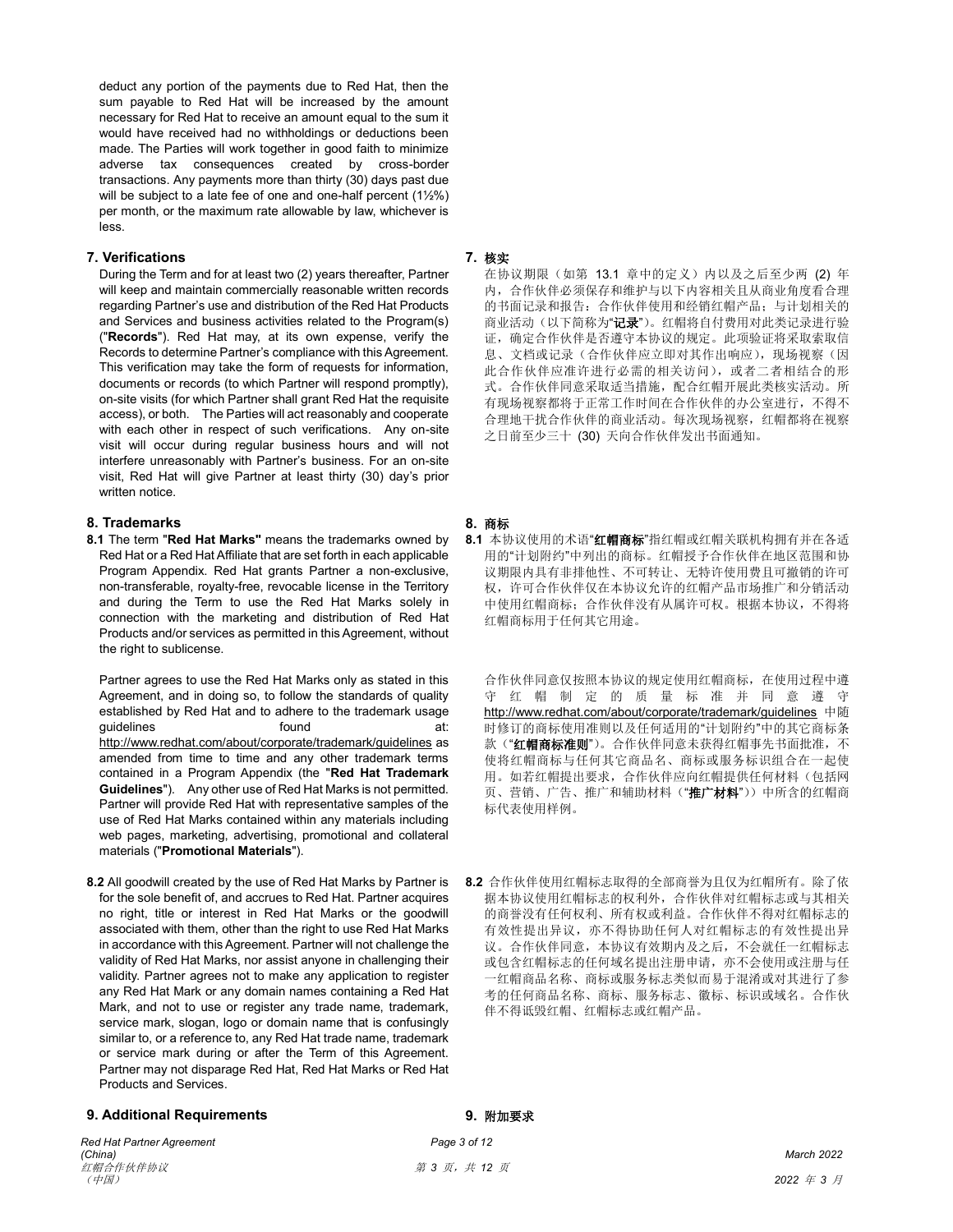deduct any portion of the payments due to Red Hat, then the sum payable to Red Hat will be increased by the amount necessary for Red Hat to receive an amount equal to the sum it would have received had no withholdings or deductions been made. The Parties will work together in good faith to minimize adverse tax consequences created by cross-border transactions. Any payments more than thirty (30) days past due will be subject to a late fee of one and one-half percent (1½%) per month, or the maximum rate allowable by law, whichever is less.

## 7. Verifications

During the Term and for at least two (2) years thereafter, Partner will keep and maintain commercially reasonable written records regarding Partner's use and distribution of the Red Hat Products and Services and business activities related to the Program(s) ("**Records**"). Red Hat may, at its own expense, verify the Records to determine Partner's compliance with this Agreement. This verification may take the form of requests for information, documents or records (to which Partner will respond promptly), on-site visits (for which Partner shall grant Red Hat the requisite access), or both. The Parties will act reasonably and cooperate with each other in respect of such verifications. Any on-site visit will occur during regular business hours and will not interfere unreasonably with Partner's business. For an on-site visit, Red Hat will give Partner at least thirty (30) day's prior written notice.

## 7. 核实

在协议期限（如第 13.1 章中的定义）内以及之后至少两 (2) 年内，合作伙伴必须保存和维护与以下内容相关且从商业角度看合理的书面记录和报告：合作伙伴使用和经销红帽产品；与计划相关的商业活动（以下简称为"**记录**"）。红帽将自付费用对此类记录进行验证，确定合作伙伴是否遵守本协议的规定。此项验证将采取索取信息、文档或记录（合作伙伴应立即对其作出响应），现场视察（因此合作伙伴应准许进行必需的相关访问），或者二者相结合的形式。合作伙伴同意采取适当措施，配合红帽开展此类核实活动。所有现场视察都将于正常工作时间在合作伙伴的办公室进行，不得不合理地干扰合作伙伴的商业活动。每次现场视察，红帽都将在视察之日前至少三十 (30) 天向合作伙伴发出书面通知。

## 8. Trademarks

**8.1** The term "**Red Hat Marks"** means the trademarks owned by Red Hat or a Red Hat Affiliate that are set forth in each applicable Program Appendix. Red Hat grants Partner a non-exclusive, non-transferable, royalty-free, revocable license in the Territory and during the Term to use the Red Hat Marks solely in connection with the marketing and distribution of Red Hat Products and/or services as permitted in this Agreement, without the right to sublicense.

Partner agrees to use the Red Hat Marks only as stated in this Agreement, and in doing so, to follow the standards of quality established by Red Hat and to adhere to the trademark usage guidelines found at: http://www.redhat.com/about/corporate/trademark/guidelines as amended from time to time and any other trademark terms contained in a Program Appendix (the "**Red Hat Trademark Guidelines**"). Any other use of Red Hat Marks is not permitted. Partner will provide Red Hat with representative samples of the use of Red Hat Marks contained within any materials including web pages, marketing, advertising, promotional and collateral materials ("**Promotional Materials**").

**8.2** All goodwill created by the use of Red Hat Marks by Partner is for the sole benefit of, and accrues to Red Hat. Partner acquires no right, title or interest in Red Hat Marks or the goodwill associated with them, other than the right to use Red Hat Marks in accordance with this Agreement. Partner will not challenge the validity of Red Hat Marks, nor assist anyone in challenging their validity. Partner agrees not to make any application to register any Red Hat Mark or any domain names containing a Red Hat Mark, and not to use or register any trade name, trademark, service mark, slogan, logo or domain name that is confusingly similar to, or a reference to, any Red Hat trade name, trademark or service mark during or after the Term of this Agreement. Partner may not disparage Red Hat, Red Hat Marks or Red Hat Products and Services.

## 8. 商标

**8.1** 本协议使用的术语"**红帽商标**"指红帽或红帽关联机构拥有并在各适用的"计划附约"中列出的商标。红帽授予合作伙伴在地区范围和协议期限内具有非排他性、不可转让、无特许使用费且可撤销的许可权，许可合作伙伴仅在本协议允许的红帽产品市场推广和分销活动中使用红帽商标；合作伙伴没有从属许可权。根据本协议，不得将红帽商标用于任何其它用途。

合作伙伴同意仅按照本协议的规定使用红帽商标，在使用过程中遵守红帽制定的质量标准并同意遵守 http://www.redhat.com/about/corporate/trademark/guidelines 中随时修订的商标使用准则以及任何适用的"计划附约"中的其它商标条款（"**红帽商标准则**"）。合作伙伴同意未获得红帽事先书面批准，不使将红帽商标与任何其它商品名、商标或服务标识组合在一起使用。如若红帽提出要求，合作伙伴应向红帽提供任何材料（包括网页、营销、广告、推广和辅助材料（"**推广材料**"））中所含的红帽商标代表使用样例。

**8.2** 合作伙伴使用红帽标志取得的全部商誉为且仅为红帽所有。除了依据本协议使用红帽标志的权利外，合作伙伴对红帽标志或与其相关的商誉没有任何权利、所有权或利益。合作伙伴不得对红帽标志的有效性提出异议，亦不得协助任何人对红帽标志的有效性提出异议。合作伙伴同意，本协议有效期内及之后，不会就任一红帽标志或包含红帽标志的任何域名提出注册申请，亦不会使用或注册与任一红帽商品名称、商标或服务标志类似而易于混淆或对其进行了参考的任何商品名称、商标、服务标志、徽标、标识或域名。合作伙伴不得诋毁红帽、红帽标志或红帽产品。

## 9. Additional Requirements

## 9. 附加要求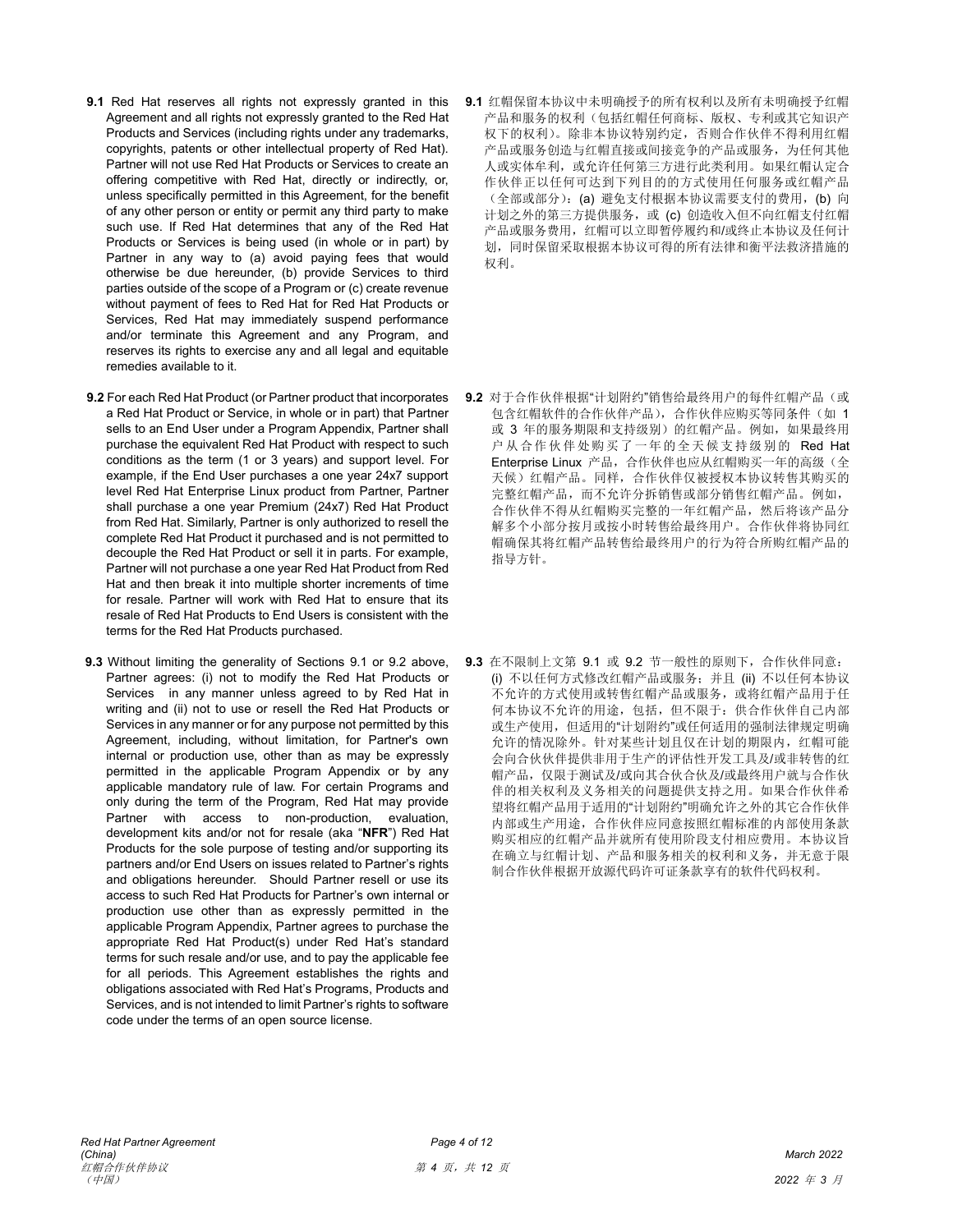**9.1** Red Hat reserves all rights not expressly granted in this Agreement and all rights not expressly granted to the Red Hat Products and Services (including rights under any trademarks, copyrights, patents or other intellectual property of Red Hat). Partner will not use Red Hat Products or Services to create an offering competitive with Red Hat, directly or indirectly, or, unless specifically permitted in this Agreement, for the benefit of any other person or entity or permit any third party to make such use. If Red Hat determines that any of the Red Hat Products or Services is being used (in whole or in part) by Partner in any way to (a) avoid paying fees that would otherwise be due hereunder, (b) provide Services to third parties outside of the scope of a Program or (c) create revenue without payment of fees to Red Hat for Red Hat Products or Services, Red Hat may immediately suspend performance and/or terminate this Agreement and any Program, and reserves its rights to exercise any and all legal and equitable remedies available to it.

**9.1** 红帽保留本协议中未明确授予的所有权利以及所有未明确授予红帽产品和服务的权利（包括红帽任何商标、版权、专利或其它知识产权下的权利）。除非本协议特别约定，否则合作伙伴不得利用红帽产品或服务创造与红帽直接或间接竞争的产品或服务，为任何其他人或实体牟利，或允许任何第三方进行此类利用。如果红帽认定合作伙伴正以任何可达到下列目的的方式使用任何服务或红帽产品（全部或部分）：(a) 避免支付根据本协议需要支付的费用，(b) 向计划之外的第三方提供服务，或 (c) 创造收入但不向红帽支付红帽产品或服务费用，红帽可以立即暂停履约和/或终止本协议及任何计划，同时保留采取根据本协议可得的所有法律和衡平法救济措施的权利。

**9.2** For each Red Hat Product (or Partner product that incorporates a Red Hat Product or Service, in whole or in part) that Partner sells to an End User under a Program Appendix, Partner shall purchase the equivalent Red Hat Product with respect to such conditions as the term (1 or 3 years) and support level. For example, if the End User purchases a one year 24x7 support level Red Hat Enterprise Linux product from Partner, Partner shall purchase a one year Premium (24x7) Red Hat Product from Red Hat. Similarly, Partner is only authorized to resell the complete Red Hat Product it purchased and is not permitted to decouple the Red Hat Product or sell it in parts. For example, Partner will not purchase a one year Red Hat Product from Red Hat and then break it into multiple shorter increments of time for resale. Partner will work with Red Hat to ensure that its resale of Red Hat Products to End Users is consistent with the terms for the Red Hat Products purchased.

**9.2** 对于合作伙伴根据"计划附约"销售给最终用户的每件红帽产品（或包含红帽软件的合作伙伴产品），合作伙伴应购买等同条件（如 1 或 3 年的服务期限和支持级别）的红帽产品。例如，如果最终用户从合作伙伴处购买了一年的全天候支持级别的 Red Hat Enterprise Linux 产品，合作伙伴也应从红帽购买一年的高级（全天候）红帽产品。同样，合作伙伴仅被授权本协议转售其购买的完整红帽产品，而不允许分拆销售或部分销售红帽产品。例如，合作伙伴不得从红帽购买完整的一年红帽产品，然后将该产品分解多个小部分按月或按小时转售给最终用户。合作伙伴将协同红帽确保其将红帽产品转售给最终用户的行为符合所购红帽产品的指导方针。

**9.3** Without limiting the generality of Sections 9.1 or 9.2 above, Partner agrees: (i) not to modify the Red Hat Products or Services in any manner unless agreed to by Red Hat in writing and (ii) not to use or resell the Red Hat Products or Services in any manner or for any purpose not permitted by this Agreement, including, without limitation, for Partner's own internal or production use, other than as may be expressly permitted in the applicable Program Appendix or by any applicable mandatory rule of law. For certain Programs and only during the term of the Program, Red Hat may provide Partner with access to non-production, evaluation, development kits and/or not for resale (aka "**NFR**") Red Hat Products for the sole purpose of testing and/or supporting its partners and/or End Users on issues related to Partner's rights and obligations hereunder. Should Partner resell or use its access to such Red Hat Products for Partner's own internal or production use other than as expressly permitted in the applicable Program Appendix, Partner agrees to purchase the appropriate Red Hat Product(s) under Red Hat's standard terms for such resale and/or use, and to pay the applicable fee for all periods. This Agreement establishes the rights and obligations associated with Red Hat's Programs, Products and Services, and is not intended to limit Partner's rights to software code under the terms of an open source license.

**9.3** 在不限制上文第 9.1 或 9.2 节一般性的原则下，合作伙伴同意：(i) 不以任何方式修改红帽产品或服务；并且 (ii) 不以任何本协议不允许的方式使用或转售红帽产品或服务，或将红帽产品用于任何本协议不允许的用途，包括，但不限于：供合作伙伴自己内部或生产使用，但适用的"计划附约"或任何适用的强制法律规定明确允许的情况除外。针对某些计划且仅在计划的期限内，红帽可能会向合伙伙伴提供非用于生产的评估性开发工具及/或非转售的红帽产品，仅限于测试及/或向其合作伙伴及/或最终用户就与合作伙伴的相关权利及义务相关的问题提供支持之用。如果合作伙伴希望将红帽产品用于适用的"计划附约"明确允许之外的其它合作伙伴内部或生产用途，合作伙伴应同意按照红帽标准的内部使用条款购买相应的红帽产品并就所有使用阶段支付相应费用。本协议旨在确立与红帽计划、产品和服务相关的权利和义务，并无意于限制合作伙伴根据开放源代码许可证条款享有的软件代码权利。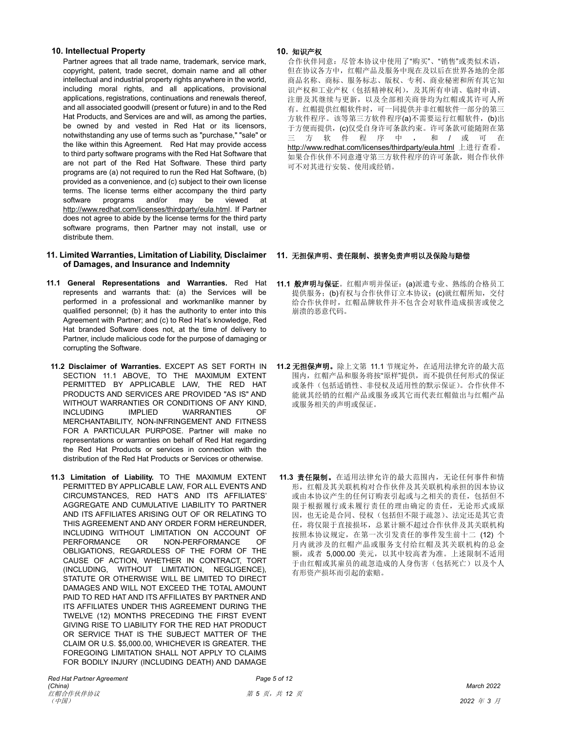## 10. Intellectual Property

Partner agrees that all trade name, trademark, service mark, copyright, patent, trade secret, domain name and all other intellectual and industrial property rights anywhere in the world, including moral rights, and all applications, provisional applications, registrations, continuations and renewals thereof, and all associated goodwill (present or future) in and to the Red Hat Products, and Services are and will, as among the parties, be owned by and vested in Red Hat or its licensors, notwithstanding any use of terms such as "purchase," "sale" or the like within this Agreement. Red Hat may provide access to third party software programs with the Red Hat Software that are not part of the Red Hat Software. These third party programs are (a) not required to run the Red Hat Software, (b) provided as a convenience, and (c) subject to their own license terms. The license terms either accompany the third party software programs and/or may be viewed at http://www.redhat.com/licenses/thirdparty/eula.html. If Partner does not agree to abide by the license terms for the third party software programs, then Partner may not install, use or distribute them.

## 10. 知识产权

合作伙伴同意：尽管本协议中使用了"购买"、"销售"或类似术语，但在协议各方中，红帽产品及服务中现在及以后在世界各地的全部商品名称、商标、服务标志、版权、专利、商业秘密和所有其它知识产权和工业产权（包括精神权利），及其所有申请、临时申请、注册及其继续与更新，以及全部相关商誉均为红帽或其许可人所有。红帽提供红帽软件时，可一同提供并非红帽软件一部分的第三方软件程序。该等第三方软件程序(a)不需要运行红帽软件，(b)出于方便而提供，(c)仅受自身许可条款约束。许可条款可能随附在第三方软件程序中，和/或可在 http://www.redhat.com/licenses/thirdparty/eula.html 上进行查看。如果合作伙伴不同意遵守第三方软件程序的许可条款，则合作伙伴可不对其进行安装、使用或经销。

## 11. Limited Warranties, Limitation of Liability, Disclaimer of Damages, and Insurance and Indemnity

## 11. 无担保声明、责任限制、损害免责声明以及保险与赔偿

**11.1 General Representations and Warranties.** Red Hat represents and warrants that: (a) the Services will be performed in a professional and workmanlike manner by qualified personnel; (b) it has the authority to enter into this Agreement with Partner; and (c) to Red Hat's knowledge, Red Hat branded Software does not, at the time of delivery to Partner, include malicious code for the purpose of damaging or corrupting the Software.

**11.1 般声明与保证**。红帽声明并保证：(a)派遣专业、熟练的合格员工提供服务；(b)有权与合作伙伴订立本协议；(c)就红帽所知，交付给合作伙伴时，红帽品牌软件并不包含会对软件造成损害或使之崩溃的恶意代码。

**11.2 Disclaimer of Warranties.** EXCEPT AS SET FORTH IN SECTION 11.1 ABOVE, TO THE MAXIMUM EXTENT PERMITTED BY APPLICABLE LAW, THE RED HAT PRODUCTS AND SERVICES ARE PROVIDED "AS IS" AND WITHOUT WARRANTIES OR CONDITIONS OF ANY KIND, INCLUDING IMPLIED WARRANTIES OF MERCHANTABILITY, NON-INFRINGEMENT AND FITNESS FOR A PARTICULAR PURPOSE. Partner will make no representations or warranties on behalf of Red Hat regarding the Red Hat Products or services in connection with the distribution of the Red Hat Products or Services or otherwise.

**11.2 无担保声明。**除上文第 11.1 节规定外，在适用法律允许的最大范围内，红帽产品和服务将按"原样"提供，而不提供任何形式的保证或条件（包括适销性、非侵权及适用性的默示保证）。合作伙伴不能就其经销的红帽产品或服务或其它而代表红帽做出与红帽产品或服务相关的声明或保证。

**11.3 Limitation of Liability.** TO THE MAXIMUM EXTENT PERMITTED BY APPLICABLE LAW, FOR ALL EVENTS AND CIRCUMSTANCES, RED HAT'S AND ITS AFFILIATES' AGGREGATE AND CUMULATIVE LIABILITY TO PARTNER AND ITS AFFILIATES ARISING OUT OF OR RELATING TO THIS AGREEMENT AND ANY ORDER FORM HEREUNDER, INCLUDING WITHOUT LIMITATION ON ACCOUNT OF PERFORMANCE OR NON-PERFORMANCE OF OBLIGATIONS, REGARDLESS OF THE FORM OF THE CAUSE OF ACTION, WHETHER IN CONTRACT, TORT (INCLUDING, WITHOUT LIMITATION, NEGLIGENCE), STATUTE OR OTHERWISE WILL BE LIMITED TO DIRECT DAMAGES AND WILL NOT EXCEED THE TOTAL AMOUNT PAID TO RED HAT AND ITS AFFILIATES BY PARTNER AND ITS AFFILIATES UNDER THIS AGREEMENT DURING THE TWELVE (12) MONTHS PRECEDING THE FIRST EVENT GIVING RISE TO LIABILITY FOR THE RED HAT PRODUCT OR SERVICE THAT IS THE SUBJECT MATTER OF THE CLAIM OR U.S. $5,000.00, WHICHEVER IS GREATER. THE FOREGOING LIMITATION SHALL NOT APPLY TO CLAIMS FOR BODILY INJURY (INCLUDING DEATH) AND DAMAGE

**11.3 责任限制。**在适用法律允许的最大范围内，无论任何事件和情形，红帽及其关联机构对合作伙伴及其关联机构承担的因本协议或由本协议产生的任何订购表引起或与之相关的责任，包括但不限于根据履行或未履行责任的理由确定的责任，无论形式或原因，也无论是合同、侵权（包括但不限于疏忽）、法定还是其它责任，将仅限于直接损坏，总累计额不超过合作伙伴及其关联机构按照本协议规定，在第一次引发责任的事件发生前十二 (12) 个月内就涉及的红帽产品或服务支付给红帽及其关联机构的总金额，或者 5,000.00 美元，以其中较高者为准。上述限制不适用于由红帽或其雇员的疏忽造成的人身伤害（包括死亡）以及个人有形资产损坏而引起的索赔。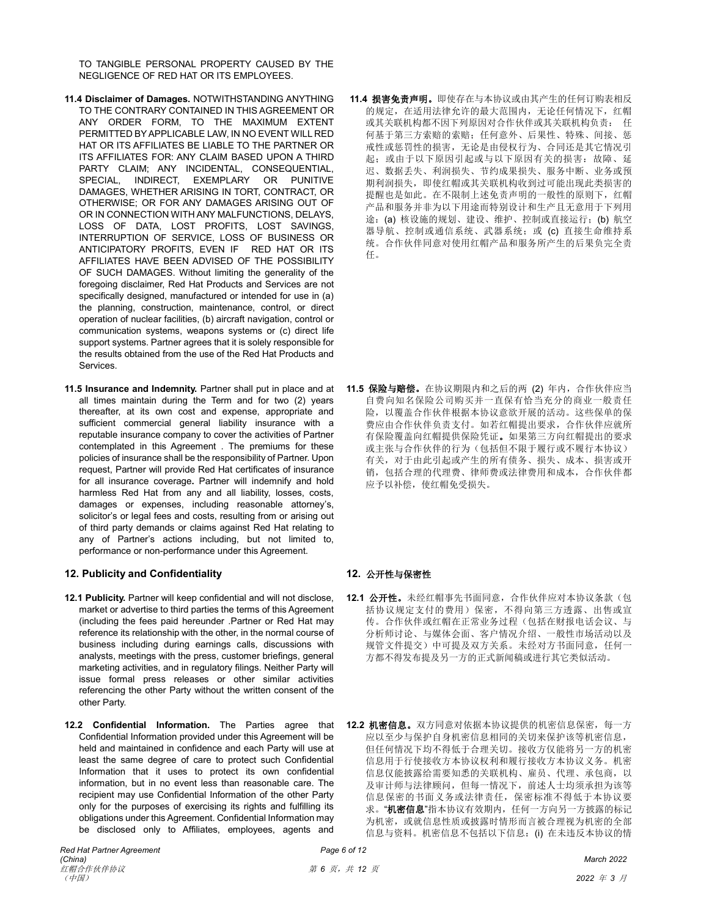TO TANGIBLE PERSONAL PROPERTY CAUSED BY THE NEGLIGENCE OF RED HAT OR ITS EMPLOYEES.

**11.4 Disclaimer of Damages.** NOTWITHSTANDING ANYTHING TO THE CONTRARY CONTAINED IN THIS AGREEMENT OR ANY ORDER FORM, TO THE MAXIMUM EXTENT PERMITTED BY APPLICABLE LAW, IN NO EVENT WILL RED HAT OR ITS AFFILIATES BE LIABLE TO THE PARTNER OR ITS AFFILIATES FOR: ANY CLAIM BASED UPON A THIRD PARTY CLAIM; ANY INCIDENTAL, CONSEQUENTIAL, SPECIAL, INDIRECT, EXEMPLARY OR PUNITIVE DAMAGES, WHETHER ARISING IN TORT, CONTRACT, OR OTHERWISE; OR FOR ANY DAMAGES ARISING OUT OF OR IN CONNECTION WITH ANY MALFUNCTIONS, DELAYS, LOSS OF DATA, LOST PROFITS, LOST SAVINGS, INTERRUPTION OF SERVICE, LOSS OF BUSINESS OR ANTICIPATORY PROFITS, EVEN IF RED HAT OR ITS AFFILIATES HAVE BEEN ADVISED OF THE POSSIBILITY OF SUCH DAMAGES. Without limiting the generality of the foregoing disclaimer, Red Hat Products and Services are not specifically designed, manufactured or intended for use in (a) the planning, construction, maintenance, control, or direct operation of nuclear facilities, (b) aircraft navigation, control or communication systems, weapons systems or (c) direct life support systems. Partner agrees that it is solely responsible for the results obtained from the use of the Red Hat Products and Services.

**11.4 损害免责声明。**即使存在与本协议或由其产生的任何订购表相反的规定，在适用法律允许的最大范围内，无论任何情况下，红帽或其关联机构都不因下列原因对合作伙伴或其关联机构负责： 任何基于第三方索赔的索赔；任何意外、后果性、特殊、间接、惩戒性或惩罚性的损害，无论是由侵权行为、合同还是其它情况引起；或由于以下原因引起或与以下原因有关的损害：故障、延迟、数据丢失、利润损失、节约成果损失、服务中断、业务或预期利润损失，即使红帽或其关联机构收到过可能出现此类损害的提醒也是如此。在不限制上述免责声明的一般性的原则下，红帽产品和服务并非为以下用途而特别设计和生产且无意用于下列用途：(a) 核设施的规划、建设、维护、控制或直接运行；(b) 航空器导航、控制或通信系统、武器系统；或 (c) 直接生命维持系统。合作伙伴同意对使用红帽产品和服务所产生的后果负完全责任。

**11.5 Insurance and Indemnity.** Partner shall put in place and at all times maintain during the Term and for two (2) years thereafter, at its own cost and expense, appropriate and sufficient commercial general liability insurance with a reputable insurance company to cover the activities of Partner contemplated in this Agreement . The premiums for these policies of insurance shall be the responsibility of Partner. Upon request, Partner will provide Red Hat certificates of insurance for all insurance coverage**.** Partner will indemnify and hold harmless Red Hat from any and all liability, losses, costs, damages or expenses, including reasonable attorney's, solicitor's or legal fees and costs, resulting from or arising out of third party demands or claims against Red Hat relating to any of Partner's actions including, but not limited to, performance or non-performance under this Agreement.

**11.5 保险与赔偿。**在协议期限内和之后的两 (2) 年内，合作伙伴应当自费向知名保险公司购买并一直保有恰当充分的商业一般责任险，以覆盖合作伙伴根据本协议意欲开展的活动。这些保单的保费应由合作伙伴负责支付。如若红帽提出要求，合作伙伴应就所有保险覆盖向红帽提供保险凭证**。**如果第三方向红帽提出的要求或主张与合作伙伴的行为（包括但不限于履行或不履行本协议）有关，对于由此引起或产生的所有债务、损失、成本、损害或开销，包括合理的代理费、律师费或法律费用和成本，合作伙伴都应予以补偿，使红帽免受损失。

## 12. Publicity and Confidentiality

## 12. 公开性与保密性

**12.1 Publicity.** Partner will keep confidential and will not disclose, market or advertise to third parties the terms of this Agreement (including the fees paid hereunder .Partner or Red Hat may reference its relationship with the other, in the normal course of business including during earnings calls, discussions with analysts, meetings with the press, customer briefings, general marketing activities, and in regulatory filings. Neither Party will issue formal press releases or other similar activities referencing the other Party without the written consent of the other Party.

**12.1 公开性。**未经红帽事先书面同意，合作伙伴应对本协议条款（包括协议规定支付的费用）保密，不得向第三方透露、出售或宣传。合作伙伴或红帽在正常业务过程（包括在财报电话会议、与分析师讨论、与媒体会面、客户情况介绍、一般性市场活动以及规管文件提交）中可提及双方关系。未经对方书面同意，任何一方都不得发布提及另一方的正式新闻稿或进行其它类似活动。

**12.2 Confidential Information.** The Parties agree that Confidential Information provided under this Agreement will be held and maintained in confidence and each Party will use at least the same degree of care to protect such Confidential Information that it uses to protect its own confidential information, but in no event less than reasonable care. The recipient may use Confidential Information of the other Party only for the purposes of exercising its rights and fulfilling its obligations under this Agreement. Confidential Information may be disclosed only to Affiliates, employees, agents and

**12.2 机密信息。**双方同意对依据本协议提供的机密信息保密，每一方应以至少与保护自身机密信息相同的关切来保护该等机密信息，但任何情况下均不得低于合理关切。接收方仅能将另一方的机密信息用于行使接收方本协议权利和履行接收方本协议义务。机密信息仅能披露给需要知悉的关联机构、雇员、代理、承包商，以及审计师与法律顾问，但每一情况下，前述人士均须承担为该等信息保密的书面义务或法律责任，保密标准不得低于本协议要求。"**机密信息**"指本协议有效期内，任何一方向另一方披露的标记为机密，或就信息性质或披露时情形而言被合理视为机密的全部信息与资料。机密信息不包括以下信息：(i) 在未违反本协议的情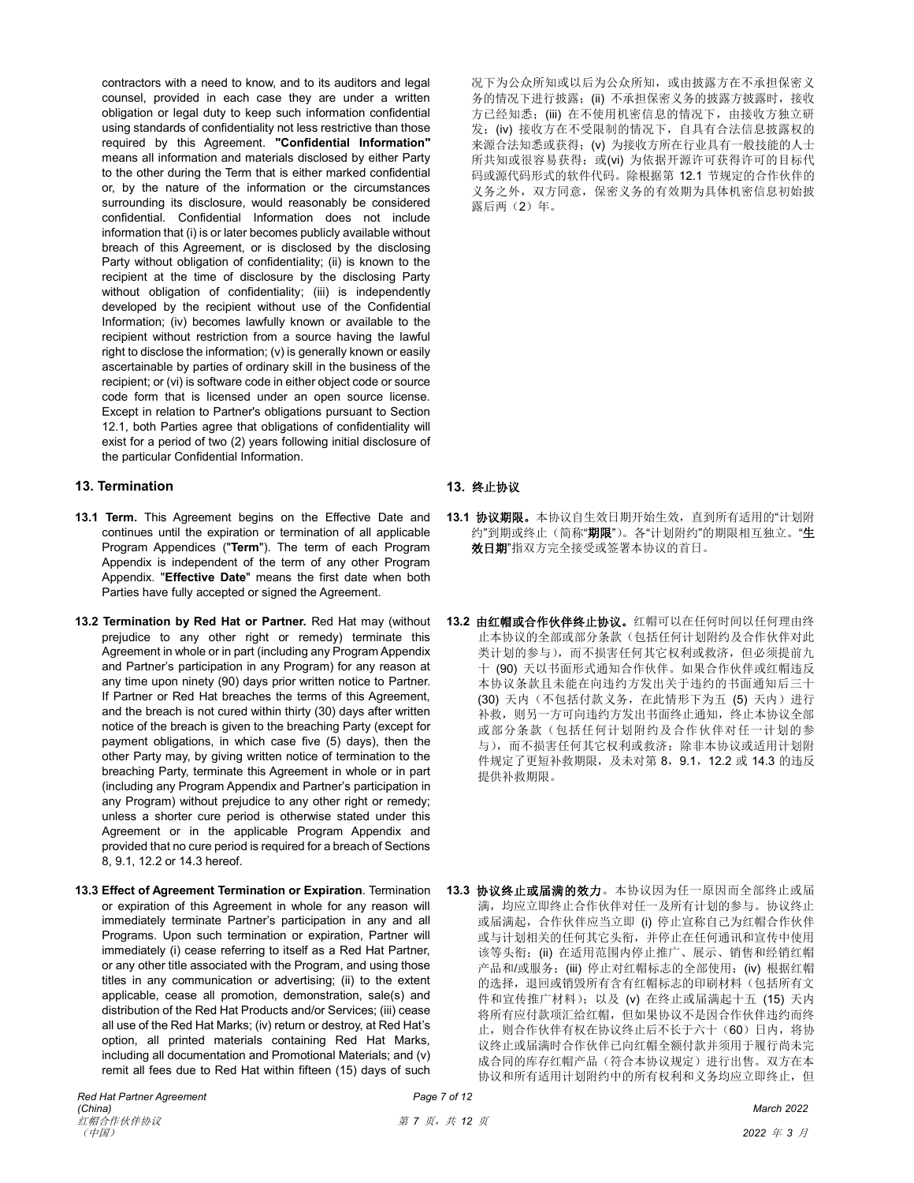contractors with a need to know, and to its auditors and legal counsel, provided in each case they are under a written obligation or legal duty to keep such information confidential using standards of confidentiality not less restrictive than those required by this Agreement. **"Confidential Information"** means all information and materials disclosed by either Party to the other during the Term that is either marked confidential or, by the nature of the information or the circumstances surrounding its disclosure, would reasonably be considered confidential. Confidential Information does not include information that (i) is or later becomes publicly available without breach of this Agreement, or is disclosed by the disclosing Party without obligation of confidentiality; (ii) is known to the recipient at the time of disclosure by the disclosing Party without obligation of confidentiality; (iii) is independently developed by the recipient without use of the Confidential Information; (iv) becomes lawfully known or available to the recipient without restriction from a source having the lawful right to disclose the information; (v) is generally known or easily ascertainable by parties of ordinary skill in the business of the recipient; or (vi) is software code in either object code or source code form that is licensed under an open source license. Except in relation to Partner's obligations pursuant to Section 12.1, both Parties agree that obligations of confidentiality will exist for a period of two (2) years following initial disclosure of the particular Confidential Information.

况下为公众所知或以后为公众所知，或由披露方在不承担保密义务的情况下进行披露；(ii) 不承担保密义务的披露方披露时，接收方已经知悉；(iii) 在不使用机密信息的情况下，由接收方独立研发；(iv) 接收方在不受限制的情况下，自具有合法信息披露权的来源合法知悉或获得；(v) 为接收方所在行业具有一般技能的人士所共知或很容易获得；或(vi) 为依据开源许可获得许可的目标代码或源代码形式的软件代码。除根据第 12.1 节规定的合作伙伴的义务之外，双方同意，保密义务的有效期为具体机密信息初始披露后两（2）年。

## 13. Termination

## 13. 终止协议

**13.1 Term.** This Agreement begins on the Effective Date and continues until the expiration or termination of all applicable Program Appendices ("**Term**"). The term of each Program Appendix is independent of the term of any other Program Appendix. "**Effective Date**" means the first date when both Parties have fully accepted or signed the Agreement.

**13.1 协议期限。**本协议自生效日期开始生效，直到所有适用的"计划附约"到期或终止（简称"**期限**"）。各"计划附约"的期限相互独立。"**生效日期**"指双方完全接受或签署本协议的首日。

**13.2 Termination by Red Hat or Partner.** Red Hat may (without prejudice to any other right or remedy) terminate this Agreement in whole or in part (including any Program Appendix and Partner's participation in any Program) for any reason at any time upon ninety (90) days prior written notice to Partner. If Partner or Red Hat breaches the terms of this Agreement, and the breach is not cured within thirty (30) days after written notice of the breach is given to the breaching Party (except for payment obligations, in which case five (5) days), then the other Party may, by giving written notice of termination to the breaching Party, terminate this Agreement in whole or in part (including any Program Appendix and Partner's participation in any Program) without prejudice to any other right or remedy; unless a shorter cure period is otherwise stated under this Agreement or in the applicable Program Appendix and provided that no cure period is required for a breach of Sections 8, 9.1, 12.2 or 14.3 hereof.

**13.2 由红帽或合作伙伴终止协议。**红帽可以在任何时间以任何理由终止本协议的全部或部分条款（包括任何计划附约及合作伙伴对此类计划的参与），而不损害任何其它权利或救济，但必须提前九十 (90) 天以书面形式通知合作伙伴。如果合作伙伴或红帽违反本协议条款且未能在向违约方发出关于违约的书面通知后三十 (30) 天内（不包括付款义务，在此情形下为五 (5) 天内）进行补救，则另一方可向违约方发出书面终止通知，终止本协议全部或部分条款（包括任何计划附约及合作伙伴对任一计划的参与），而不损害任何其它权利或救济；除非本协议或适用计划附件规定了更短补救期限，及未对第 8，9.1，12.2 或 14.3 的违反提供补救期限。

**13.3 Effect of Agreement Termination or Expiration**. Termination or expiration of this Agreement in whole for any reason will immediately terminate Partner's participation in any and all Programs. Upon such termination or expiration, Partner will immediately (i) cease referring to itself as a Red Hat Partner, or any other title associated with the Program, and using those titles in any communication or advertising; (ii) to the extent applicable, cease all promotion, demonstration, sale(s) and distribution of the Red Hat Products and/or Services; (iii) cease all use of the Red Hat Marks; (iv) return or destroy, at Red Hat's option, all printed materials containing Red Hat Marks, including all documentation and Promotional Materials; and (v) remit all fees due to Red Hat within fifteen (15) days of such

**13.3 协议终止或届满的效力**。本协议因为任一原因而全部终止或届满，均应立即终止合作伙伴对任一及所有计划的参与。协议终止或届满起，合作伙伴应当立即 (i) 停止宣称自己为红帽合作伙伴或与计划相关的任何其它头衔，并停止在任何通讯和宣传中使用该等头衔；(ii) 在适用范围内停止推广、展示、销售和经销红帽产品和/或服务；(iii) 停止对红帽标志的全部使用；(iv) 根据红帽的选择，退回或销毁所有含有红帽标志的印刷材料（包括所有文件和宣传推广材料）；以及 (v) 在终止或届满起十五 (15) 天内将所有应付款项汇给红帽，但如果协议不是因合作伙伴违约而终止，则合作伙伴有权在协议终止后不长于六十（60）日内，将协议终止或届满时合作伙伴已向红帽全额付款并须用于履行尚未完成合同的库存红帽产品（符合本协议规定）进行出售。双方在本协议和所有适用计划附约中的所有权利和义务均应立即终止，但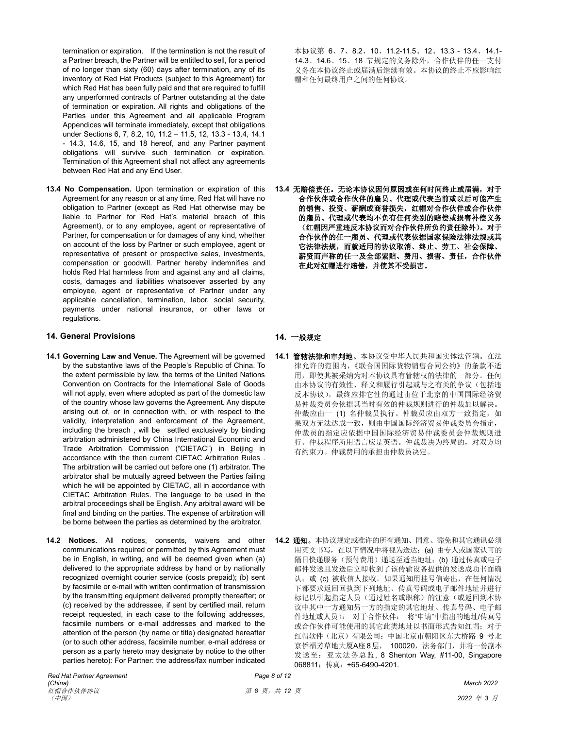termination or expiration. If the termination is not the result of a Partner breach, the Partner will be entitled to sell, for a period of no longer than sixty (60) days after termination, any of its inventory of Red Hat Products (subject to this Agreement) for which Red Hat has been fully paid and that are required to fulfill any unperformed contracts of Partner outstanding at the date of termination or expiration. All rights and obligations of the Parties under this Agreement and all applicable Program Appendices will terminate immediately, except that obligations under Sections 6, 7, 8.2, 10, 11.2 – 11.5, 12, 13.3 - 13.4, 14.1 - 14.3, 14.6, 15, and 18 hereof, and any Partner payment obligations will survive such termination or expiration. Termination of this Agreement shall not affect any agreements between Red Hat and any End User.

本协议第 6、7、8.2、10、11.2-11.5、12、13.3 - 13.4、14.1-14.3、14.6、15、18 节规定的义务除外，合作伙伴的任一支付义务在本协议终止或届满后继续有效。本协议的终止不应影响红帽和任何最终用户之间的任何协议。

**13.4 No Compensation.** Upon termination or expiration of this Agreement for any reason or at any time, Red Hat will have no obligation to Partner (except as Red Hat otherwise may be liable to Partner for Red Hat's material breach of this Agreement), or to any employee, agent or representative of Partner, for compensation or for damages of any kind, whether on account of the loss by Partner or such employee, agent or representative of present or prospective sales, investments, compensation or goodwill. Partner hereby indemnifies and holds Red Hat harmless from and against any and all claims, costs, damages and liabilities whatsoever asserted by any employee, agent or representative of Partner under any applicable cancellation, termination, labor, social security, payments under national insurance, or other laws or regulations.

**13.4 无赔偿责任。无论本协议因何原因或在何时间终止或届满，对于合作伙伴或合作伙伴的雇员、代理或代表当前或以后可能产生的销售、投资、薪酬或商誉损失，红帽对合作伙伴或合作伙伴的雇员、代理或代表均不负有任何类别的赔偿或损害补偿义务（红帽因严重违反本协议而对合作伙伴所负的责任除外）。对于合作伙伴的任一雇员、代理或代表依据国家保险法律法规或其它法律法规，而就适用的协议取消、终止、劳工、社会保障、薪资而声称的任一及全部索赔、费用、损害、责任，合作伙伴在此对红帽进行赔偿，并使其不受损害。**

## 14. General Provisions

## 14. 一般规定

**14.1 Governing Law and Venue.** The Agreement will be governed by the substantive laws of the People's Republic of China. To the extent permissible by law, the terms of the United Nations Convention on Contracts for the International Sale of Goods will not apply, even where adopted as part of the domestic law of the country whose law governs the Agreement. Any dispute arising out of, or in connection with, or with respect to the validity, interpretation and enforcement of the Agreement, including the breach , will be settled exclusively by binding arbitration administered by China International Economic and Trade Arbitration Commission ("CIETAC") in Beijing in accordance with the then current CIETAC Arbitration Rules . The arbitration will be carried out before one (1) arbitrator. The arbitrator shall be mutually agreed between the Parties failing which he will be appointed by CIETAC, all in accordance with CIETAC Arbitration Rules. The language to be used in the arbitral proceedings shall be English. Any arbitral award will be final and binding on the parties. The expense of arbitration will be borne between the parties as determined by the arbitrator.

**14.1 管辖法律和审判地。**本协议受中华人民共和国实体法管辖。在法律允许的范围内，《联合国国际货物销售合同公约》的条款不适用，即使其被采纳为对本协议具有管辖权的法律的一部分。任何由本协议的有效性、释义和履行引起或与之有关的争议（包括违反本协议），最终应排它性的通过由位于北京的中国国际经济贸易仲裁委员会依据其当时有效的仲裁规则进行的仲裁加以解决。仲裁应由一 (1) 名仲裁员执行。仲裁员应由双方一致指定，如果双方无法达成一致，则由中国国际经济贸易仲裁委员会指定，仲裁员的指定应依据中国国际经济贸易仲裁委员会仲裁规则进行。仲裁程序所用语言应是英语。仲裁裁决为终局的，对双方均有约束力。仲裁费用的承担由仲裁员决定。

**14.2 Notices.** All notices, consents, waivers and other communications required or permitted by this Agreement must be in English, in writing, and will be deemed given when (a) delivered to the appropriate address by hand or by nationally recognized overnight courier service (costs prepaid); (b) sent by facsimile or e-mail with written confirmation of transmission by the transmitting equipment delivered promptly thereafter; or (c) received by the addressee, if sent by certified mail, return receipt requested, in each case to the following addresses, facsimile numbers or e-mail addresses and marked to the attention of the person (by name or title) designated hereafter (or to such other address, facsimile number, e-mail address or person as a party hereto may designate by notice to the other parties hereto): For Partner: the address/fax number indicated

**14.2 通知。**本协议规定或准许的所有通知、同意、豁免和其它通讯必须用英文书写，在以下情况中将视为送达：(a) 由专人或国家认可的隔日快递服务（预付费用）递送至适当地址；(b) 通过传真或电子邮件发送且发送后立即收到了该传输设备提供的发送成功书面确认；或 (c) 被收信人接收。如果通知用挂号信寄出，在任何情况下都要求返回回执到下列地址、传真号码或电子邮件地址并进行标记以引起指定人员（通过姓名或职称）的注意（或返回到本协议中其中一方通知另一方的指定的其它地址、传真号码、电子邮件地址或人员）： 对于合作伙伴： 将"申请"中指出的地址/传真号或合作伙伴可能使用的其它此类地址以书面形式告知红帽；对于红帽软件（北京）有限公司：中国北京市朝阳区东大桥路 9 号北京侨福芳草地大厦A座8层， 100020，法务部门，并将一份副本发送至： 亚太法务总监，8 Shenton Way, #11-00, Singapore 068811；传真：+65-6490-4201.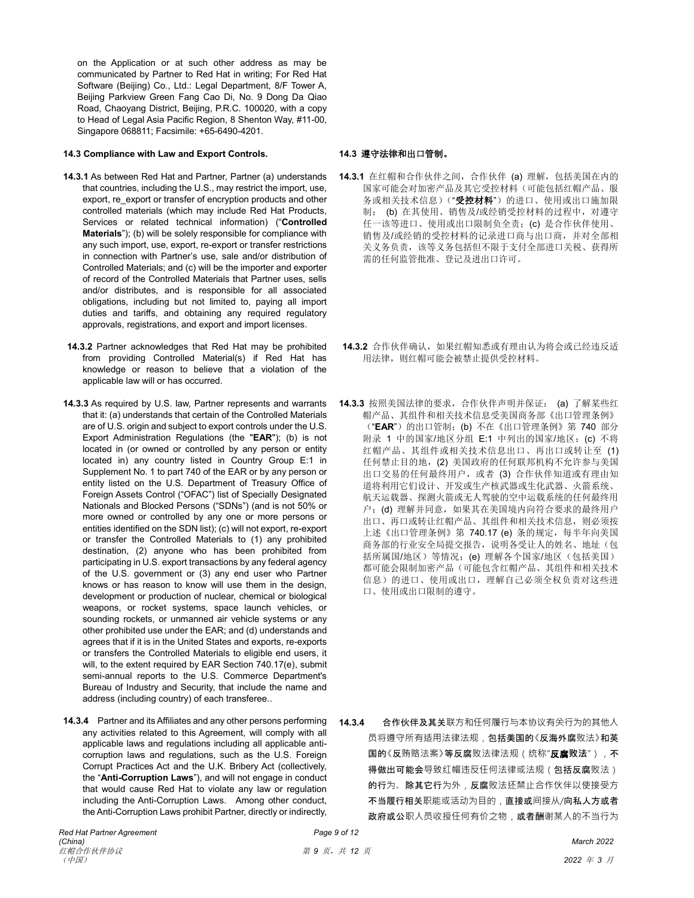on the Application or at such other address as may be communicated by Partner to Red Hat in writing; For Red Hat Software (Beijing) Co., Ltd.: Legal Department, 8/F Tower A, Beijing Parkview Green Fang Cao Di, No. 9 Dong Da Qiao Road, Chaoyang District, Beijing, P.R.C. 100020, with a copy to Head of Legal Asia Pacific Region, 8 Shenton Way, #11-00, Singapore 068811; Facsimile: +65-6490-4201.

**14.3 Compliance with Law and Export Controls.**

**14.3.1** As between Red Hat and Partner, Partner (a) understands that countries, including the U.S., may restrict the import, use, export, re_export or transfer of encryption products and other controlled materials (which may include Red Hat Products, Services or related technical information) ("**Controlled Materials**"); (b) will be solely responsible for compliance with any such import, use, export, re-export or transfer restrictions in connection with Partner's use, sale and/or distribution of Controlled Materials; and (c) will be the importer and exporter of record of the Controlled Materials that Partner uses, sells and/or distributes, and is responsible for all associated obligations, including but not limited to, paying all import duties and tariffs, and obtaining any required regulatory approvals, registrations, and export and import licenses.

**14.3.2** Partner acknowledges that Red Hat may be prohibited from providing Controlled Material(s) if Red Hat has knowledge or reason to believe that a violation of the applicable law will or has occurred.

**14.3.3** As required by U.S. law, Partner represents and warrants that it: (a) understands that certain of the Controlled Materials are of U.S. origin and subject to export controls under the U.S. Export Administration Regulations (the "**EAR**"); (b) is not located in (or owned or controlled by any person or entity located in) any country listed in Country Group E:1 in Supplement No. 1 to part 740 of the EAR or by any person or entity listed on the U.S. Department of Treasury Office of Foreign Assets Control ("OFAC") list of Specially Designated Nationals and Blocked Persons ("SDNs") (and is not 50% or more owned or controlled by any one or more persons or entities identified on the SDN list); (c) will not export, re-export or transfer the Controlled Materials to (1) any prohibited destination, (2) anyone who has been prohibited from participating in U.S. export transactions by any federal agency of the U.S. government or (3) any end user who Partner knows or has reason to know will use them in the design, development or production of nuclear, chemical or biological weapons, or rocket systems, space launch vehicles, or sounding rockets, or unmanned air vehicle systems or any other prohibited use under the EAR; and (d) understands and agrees that if it is in the United States and exports, re-exports or transfers the Controlled Materials to eligible end users, it will, to the extent required by EAR Section 740.17(e), submit semi-annual reports to the U.S. Commerce Department's Bureau of Industry and Security, that include the name and address (including country) of each transferee..

**14.3.4** Partner and its Affiliates and any other persons performing any activities related to this Agreement, will comply with all applicable laws and regulations including all applicable anti-corruption laws and regulations, such as the U.S. Foreign Corrupt Practices Act and the U.K. Bribery Act (collectively, the "**Anti-Corruption Laws**"), and will not engage in conduct that would cause Red Hat to violate any law or regulation including the Anti-Corruption Laws. Among other conduct, the Anti-Corruption Laws prohibit Partner, directly or indirectly,

**14.3 遵守法律和出口管制。**

**14.3.1** 在红帽和合作伙伴之间，合作伙伴 (a) 理解，包括美国在内的国家可能会对加密产品及其它受控材料（可能包括红帽产品、服务或相关技术信息）（"**受控材料**"）的进口、使用或出口施加限制； (b) 在其使用、销售及/或经销受控材料的过程中，对遵守任一该等进口、使用或出口限制负全责；(c) 是合作伙伴使用、销售及/或经销的受控材料的记录进口商与出口商，并对全部相关义务负责，该等义务包括但不限于支付全部进口关税、获得所需的任何监管批准、登记及进出口许可。

**14.3.2** 合作伙伴确认，如果红帽知悉或有理由认为将会或已经违反适用法律，则红帽可能会被禁止提供受控材料。

**14.3.3** 按照美国法律的要求，合作伙伴声明并保证： (a) 了解某些红帽产品、其组件和相关技术信息受美国商务部《出口管理条例》（"**EAR**"）的出口管制；(b) 不在《出口管理条例》第 740 部分附录 1 中的国家/地区分组 E:1 中列出的国家/地区；(c) 不将红帽产品、其组件或相关技术信息出口、再出口或转让至 (1) 任何禁止目的地，(2) 美国政府的任何联邦机构不允许参与美国出口交易的任何最终用户，或者 (3) 合作伙伴知道或有理由知道将利用它们设计、开发或生产核武器或生化武器、火箭系统、航天运载器、探测火箭或无人驾驶的空中运载系统的任何最终用户；(d) 理解并同意，如果其在美国境内向符合要求的最终用户出口、再出口或转让红帽产品、其组件和相关技术信息，则必须按上述《出口管理条例》第 740.17 (e) 条的规定，每半年向美国商务部的行业安全局提交报告，说明各受让人的姓名、地址（包括所属国/地区）等情况；(e) 理解各个国家/地区（包括美国）都可能会限制加密产品（可能包含红帽产品、其组件和相关技术信息）的进口、使用或出口，理解自己必须全权负责对这些进口、使用或出口限制的遵守。

**14.3.4** **合作伙伴及其关**联方和任何履行与本协议有关行为的其他人员将遵守所有适用法律法规，**包括美国的**《**反海外腐**败法》**和英国的**《反贿赂法案》**等反腐**败法律法规（统称"**反腐败法**"），**不得做出可能会**导致红帽违反任何法律或法规（**包括反腐**败法）**的**行为。**除其它行**为外，**反腐**败法还禁止合作伙伴以使接受方**不当履行相关**职能或活动为目的，**直接或**间接从/**向私人方或者政府或公**职人员收授任何有价之物，**或者酬**谢某人的不当行为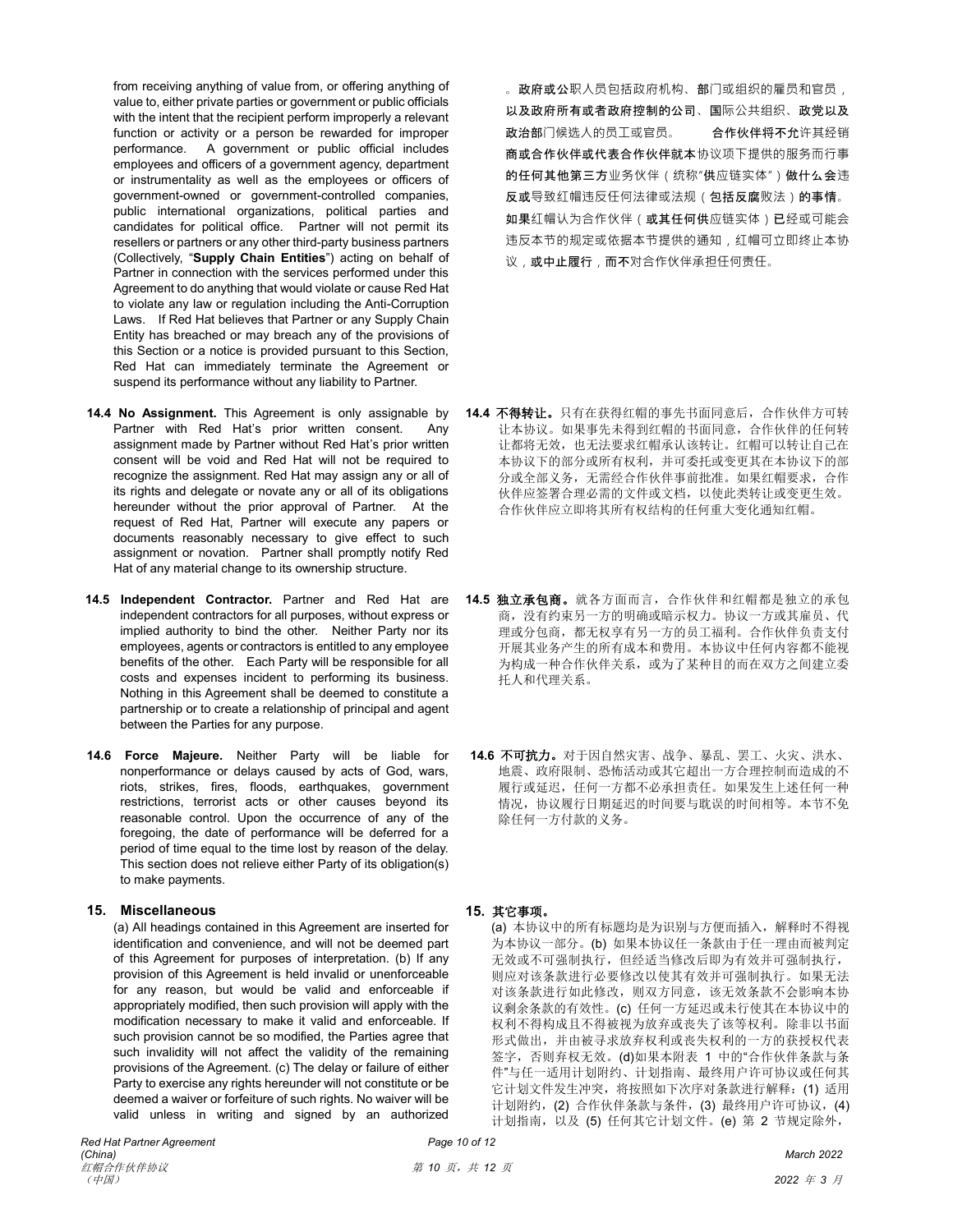from receiving anything of value from, or offering anything of value to, either private parties or government or public officials with the intent that the recipient perform improperly a relevant function or activity or a person be rewarded for improper performance. A government or public official includes employees and officers of a government agency, department or instrumentality as well as the employees or officers of government-owned or government-controlled companies, public international organizations, political parties and candidates for political office. Partner will not permit its resellers or partners or any other third-party business partners (Collectively, "**Supply Chain Entities**") acting on behalf of Partner in connection with the services performed under this Agreement to do anything that would violate or cause Red Hat to violate any law or regulation including the Anti-Corruption Laws. If Red Hat believes that Partner or any Supply Chain Entity has breached or may breach any of the provisions of this Section or a notice is provided pursuant to this Section, Red Hat can immediately terminate the Agreement or suspend its performance without any liability to Partner.

。政府或公职人员包括政府机构、部门或组织的雇员和官员，以及政府所有或者政府控制的公司、国际公共组织、政党以及政治部门候选人的员工或官员。 合作伙伴将不允许其经销商或合作伙伴或代表合作伙伴就本协议项下提供的服务而行事的任何其他第三方业务伙伴（统称"供应链实体"）做什么会违反或导致红帽违反任何法律或法规（包括反腐败法）的事情。如果红帽认为合作伙伴（或其任何供应链实体）已经或可能会违反本节的规定或依据本节提供的通知，红帽可立即终止本协议，或中止履行，而不对合作伙伴承担任何责任。

**14.4 No Assignment.** This Agreement is only assignable by Partner with Red Hat's prior written consent. Any assignment made by Partner without Red Hat's prior written consent will be void and Red Hat will not be required to recognize the assignment. Red Hat may assign any or all of its rights and delegate or novate any or all of its obligations hereunder without the prior approval of Partner. At the request of Red Hat, Partner will execute any papers or documents reasonably necessary to give effect to such assignment or novation. Partner shall promptly notify Red Hat of any material change to its ownership structure.

**14.4 不得转让。**只有在获得红帽的事先书面同意后，合作伙伴方可转让本协议。如果事先未得到红帽的书面同意，合作伙伴的任何转让都将无效，也无法要求红帽承认该转让。红帽可以转让自己在本协议下的部分或所有权利，并可委托或变更其在本协议下的部分或全部义务，无需经合作伙伴事前批准。如果红帽要求，合作伙伴应签署合理必需的文件或文档，以使此类转让或变更生效。合作伙伴应立即将其所有权结构的任何重大变化通知红帽。

**14.5 Independent Contractor.** Partner and Red Hat are independent contractors for all purposes, without express or implied authority to bind the other. Neither Party nor its employees, agents or contractors is entitled to any employee benefits of the other. Each Party will be responsible for all costs and expenses incident to performing its business. Nothing in this Agreement shall be deemed to constitute a partnership or to create a relationship of principal and agent between the Parties for any purpose.

**14.5 独立承包商。**就各方面而言，合作伙伴和红帽都是独立的承包商，没有约束另一方的明确或暗示权力。协议一方或其雇员、代理或分包商，都无权享有另一方的员工福利。合作伙伴负责支付开展其业务产生的所有成本和费用。本协议中任何内容都不能视为构成一种合作伙伴关系，或为了某种目的而在双方之间建立委托人和代理关系。

**14.6 Force Majeure.** Neither Party will be liable for nonperformance or delays caused by acts of God, wars, riots, strikes, fires, floods, earthquakes, government restrictions, terrorist acts or other causes beyond its reasonable control. Upon the occurrence of any of the foregoing, the date of performance will be deferred for a period of time equal to the time lost by reason of the delay. This section does not relieve either Party of its obligation(s) to make payments.

**14.6 不可抗力。**对于因自然灾害、战争、暴乱、罢工、火灾、洪水、地震、政府限制、恐怖活动或其它超出一方合理控制而造成的不履行或延迟，任何一方都不必承担责任。如果发生上述任何一种情况，协议履行日期延迟的时间要与耽误的时间相等。本节不免除任何一方付款的义务。

## 15. Miscellaneous

(a) All headings contained in this Agreement are inserted for identification and convenience, and will not be deemed part of this Agreement for purposes of interpretation. (b) If any provision of this Agreement is held invalid or unenforceable for any reason, but would be valid and enforceable if appropriately modified, then such provision will apply with the modification necessary to make it valid and enforceable. If such provision cannot be so modified, the Parties agree that such invalidity will not affect the validity of the remaining provisions of the Agreement. (c) The delay or failure of either Party to exercise any rights hereunder will not constitute or be deemed a waiver or forfeiture of such rights. No waiver will be valid unless in writing and signed by an authorized

## 15. 其它事项。

(a) 本协议中的所有标题均是为识别与方便而插入，解释时不得视为本协议一部分。(b) 如果本协议任一条款由于任一理由而被判定无效或不可强制执行，但经适当修改后即为有效并可强制执行，则应对该条款进行必要修改以使其有效并可强制执行。如果无法对该条款进行如此修改，则双方同意，该无效条款不会影响本协议剩余条款的有效性。(c) 任何一方延迟或未行使其在本协议中的权利不得构成且不得被视为放弃或丧失了该等权利。除非以书面形式做出，并由被寻求放弃权利或丧失权利的一方的获授权代表签字，否则弃权无效。(d)如果本附表 1 中的"合作伙伴条款与条件"与任一适用计划附约、计划指南、最终用户许可协议或任何其它计划文件发生冲突，将按照如下次序对条款进行解释：(1) 适用计划附约，(2) 合作伙伴条款与条件，(3) 最终用户许可协议，(4) 计划指南，以及 (5) 任何其它计划文件。(e) 第 2 节规定除外，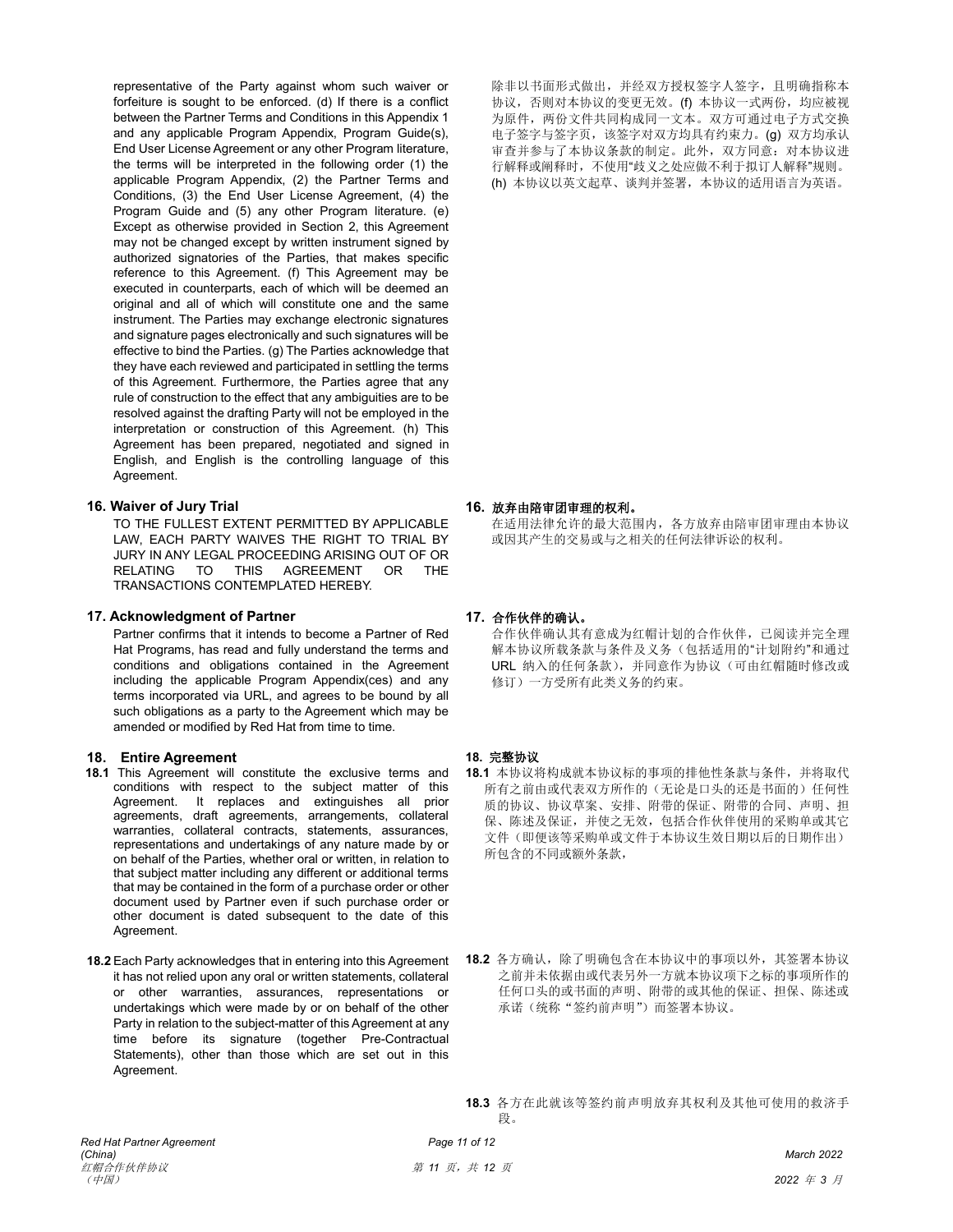representative of the Party against whom such waiver or forfeiture is sought to be enforced. (d) If there is a conflict between the Partner Terms and Conditions in this Appendix 1 and any applicable Program Appendix, Program Guide(s), End User License Agreement or any other Program literature, the terms will be interpreted in the following order (1) the applicable Program Appendix, (2) the Partner Terms and Conditions, (3) the End User License Agreement, (4) the Program Guide and (5) any other Program literature. (e) Except as otherwise provided in Section 2, this Agreement may not be changed except by written instrument signed by authorized signatories of the Parties, that makes specific reference to this Agreement. (f) This Agreement may be executed in counterparts, each of which will be deemed an original and all of which will constitute one and the same instrument. The Parties may exchange electronic signatures and signature pages electronically and such signatures will be effective to bind the Parties. (g) The Parties acknowledge that they have each reviewed and participated in settling the terms of this Agreement. Furthermore, the Parties agree that any rule of construction to the effect that any ambiguities are to be resolved against the drafting Party will not be employed in the interpretation or construction of this Agreement. (h) This Agreement has been prepared, negotiated and signed in English, and English is the controlling language of this Agreement.

除非以书面形式做出，并经双方授权签字人签字，且明确指称本协议，否则对本协议的变更无效。(f) 本协议一式两份，均应被视为原件，两份文件共同构成同一文本。双方可通过电子方式交换电子签字与签字页，该签字对双方均具有约束力。(g) 双方均承认审查并参与了本协议条款的制定。此外，双方同意：对本协议进行解释或阐释时，不使用“歧义之处应做不利于拟订人解释”规则。(h) 本协议以英文起草、谈判并签署，本协议的适用语言为英语。

**16. Waiver of Jury Trial**

TO THE FULLEST EXTENT PERMITTED BY APPLICABLE LAW, EACH PARTY WAIVES THE RIGHT TO TRIAL BY JURY IN ANY LEGAL PROCEEDING ARISING OUT OF OR RELATING TO THIS AGREEMENT OR THE TRANSACTIONS CONTEMPLATED HEREBY.

**16. 放弃由陪审团审理的权利。**

在适用法律允许的最大范围内，各方放弃由陪审团审理由本协议或因其产生的交易或与之相关的任何法律诉讼的权利。

**17. Acknowledgment of Partner**

Partner confirms that it intends to become a Partner of Red Hat Programs, has read and fully understand the terms and conditions and obligations contained in the Agreement including the applicable Program Appendix(ces) and any terms incorporated via URL, and agrees to be bound by all such obligations as a party to the Agreement which may be amended or modified by Red Hat from time to time.

**17. 合作伙伴的确认。**

合作伙伴确认其有意成为红帽计划的合作伙伴，已阅读并完全理解本协议所载条款与条件及义务（包括适用的“计划附约”和通过 URL 纳入的任何条款），并同意作为协议（可由红帽随时修改或修订）一方受所有此类义务的约束。

**18. Entire Agreement**

**18.1** This Agreement will constitute the exclusive terms and conditions with respect to the subject matter of this Agreement. It replaces and extinguishes all prior agreements, draft agreements, arrangements, collateral warranties, collateral contracts, statements, assurances, representations and undertakings of any nature made by or on behalf of the Parties, whether oral or written, in relation to that subject matter including any different or additional terms that may be contained in the form of a purchase order or other document used by Partner even if such purchase order or other document is dated subsequent to the date of this Agreement.

**18.2** Each Party acknowledges that in entering into this Agreement it has not relied upon any oral or written statements, collateral or other warranties, assurances, representations or undertakings which were made by or on behalf of the other Party in relation to the subject-matter of this Agreement at any time before its signature (together Pre-Contractual Statements), other than those which are set out in this Agreement.

**18. 完整协议**

**18.1** 本协议将构成就本协议标的事项的排他性条款与条件，并将取代所有之前由或代表双方所作的（无论是口头的还是书面的）任何性质的协议、协议草案、安排、附带的保证、附带的合同、声明、担保、陈述及保证，并使之无效，包括合作伙伴使用的采购单或其它文件（即便该等采购单或文件于本协议生效日期以后的日期作出）所包含的不同或额外条款，

**18.2** 各方确认，除了明确包含在本协议中的事项以外，其签署本协议之前并未依据由或代表另外一方就本协议项下之标的事项所作的任何口头的或书面的声明、附带的或其他的保证、担保、陈述或承诺（统称“签约前声明”）而签署本协议。

**18.3** 各方在此就该等签约前声明放弃其权利及其他可使用的救济手段。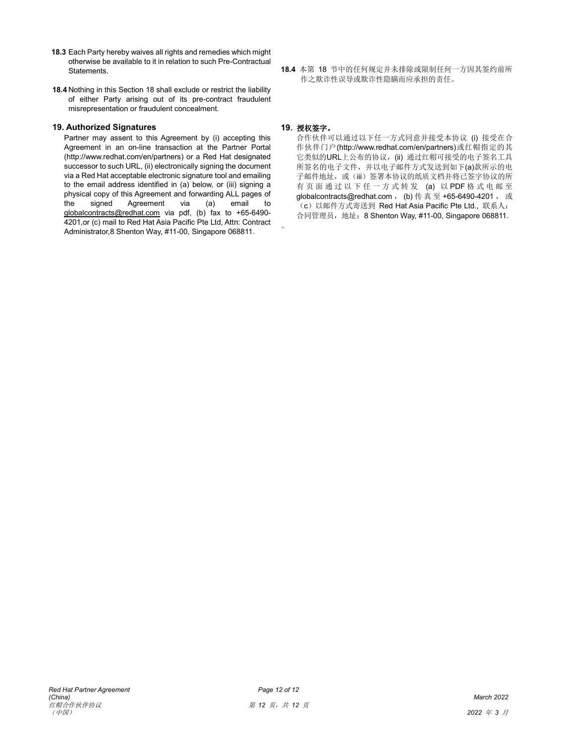**18.3** Each Party hereby waives all rights and remedies which might otherwise be available to it in relation to such Pre-Contractual Statements.

**18.4** Nothing in this Section 18 shall exclude or restrict the liability of either Party arising out of its pre-contract fraudulent misrepresentation or fraudulent concealment.

### 19. Authorized Signatures

Partner may assent to this Agreement by (i) accepting this Agreement in an on-line transaction at the Partner Portal (http://www.redhat.com/en/partners) or a Red Hat designated successor to such URL, (ii) electronically signing the document via a Red Hat acceptable electronic signature tool and emailing to the email address identified in (a) below, or (iii) signing a physical copy of this Agreement and forwarding ALL pages of the signed Agreement via (a) email to globalcontracts@redhat.com via pdf, (b) fax to +65-6490-4201,or (c) mail to Red Hat Asia Pacific Pte Ltd, Attn: Contract Administrator,8 Shenton Way, #11-00, Singapore 068811.

**18.4** 本第 18 节中的任何规定并未排除或限制任何一方因其签约前所作之欺诈性误导或欺诈性隐瞒而应承担的责任。

### 19. 授权签字。

合作伙伴可以通过以下任一方式同意并接受本协议 (i) 接受在合作伙伴门户(http://www.redhat.com/en/partners)或红帽指定的其它类似的URL上公布的协议，(ii) 通过红帽可接受的电子签名工具所签名的电子文件，并以电子邮件方式发送到如下(a)款所示的电子邮件地址，或（iii）签署本协议的纸质文档并将已签字协议的所有页面通过以下任一方式转发 (a) 以PDF格式电邮至globalcontracts@redhat.com，(b) 传真至+65-6490-4201，或（c）以邮件方式寄送到 Red Hat Asia Pacific Pte Ltd.，联系人：合同管理员，地址：8 Shenton Way, #11-00, Singapore 068811.
。